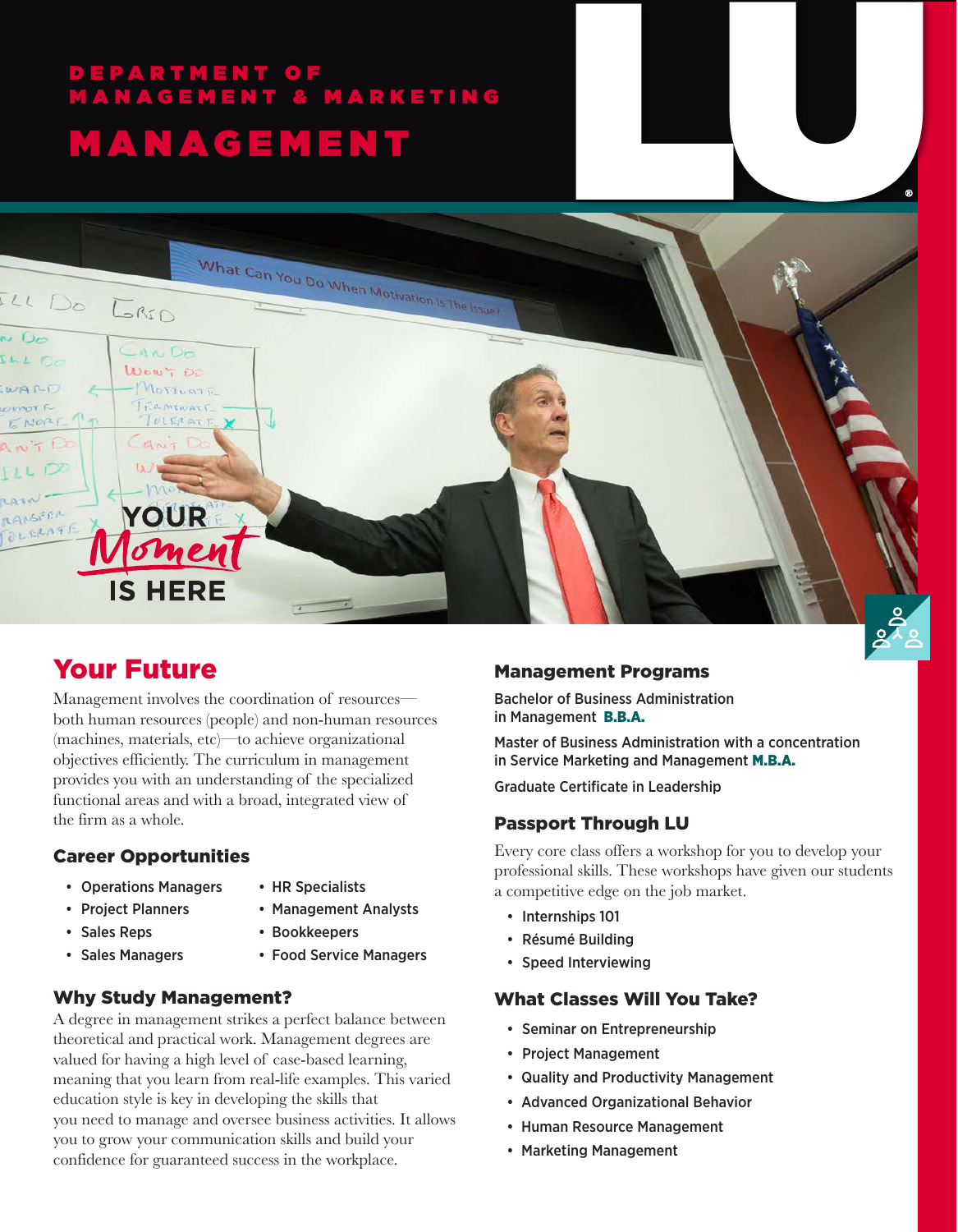# DEPARTMENT OF MANAGEMENT & MARKETING

# MANAGEMENT

YOUR *Moment* IS HERE

## Your Future

Management involves the coordination of resources—both human resources (people) and non-human resources (machines, materials, etc)—to achieve organizational objectives efficiently. The curriculum in management provides you with an understanding of the specialized functional areas and with a broad, integrated view of the firm as a whole.

### Career Opportunities

- Operations Managers
- Project Planners
- Sales Reps
- Sales Managers
- HR Specialists
- Management Analysts
- Bookkeepers
- Food Service Managers

### Why Study Management?

A degree in management strikes a perfect balance between theoretical and practical work. Management degrees are valued for having a high level of case-based learning, meaning that you learn from real-life examples. This varied education style is key in developing the skills that you need to manage and oversee business activities. It allows you to grow your communication skills and build your confidence for guaranteed success in the workplace.

### Management Programs

Bachelor of Business Administration in Management **B.B.A.**

Master of Business Administration with a concentration in Service Marketing and Management **M.B.A.**

Graduate Certificate in Leadership

### Passport Through LU

Every core class offers a workshop for you to develop your professional skills. These workshops have given our students a competitive edge on the job market.

- Internships 101
- Résumé Building
- Speed Interviewing

### What Classes Will You Take?

- Seminar on Entrepreneurship
- Project Management
- Quality and Productivity Management
- Advanced Organizational Behavior
- Human Resource Management
- Marketing Management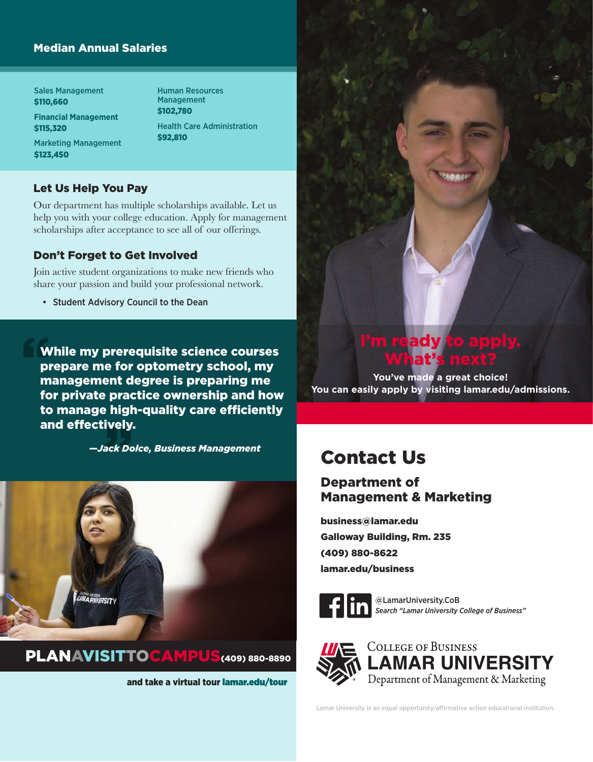## Median Annual Salaries

Sales Management
**$110,660**

Financial Management
**$115,320**

Marketing Management
**$123,450**

Human Resources Management
**$102,780**

Health Care Administration
**$92,810**

### Let Us Help You Pay

Our department has multiple scholarships available. Let us help you with your college education. Apply for management scholarships after acceptance to see all of our offerings.

### Don't Forget to Get Involved

Join active student organizations to make new friends who share your passion and build your professional network.

- Student Advisory Council to the Dean

> **"While my prerequisite science courses prepare me for optometry school, my management degree is preparing me for private practice ownership and how to manage high-quality care efficiently and effectively."**
>
> ***—Jack Dolce, Business Management***

**PLAN A VISIT TO CAMPUS (409) 880-8890**

**and take a virtual tour lamar.edu/tour**

## I'm ready to apply. What's next?

**You've made a great choice!**
**You can easily apply by visiting lamar.edu/admissions.**

## Contact Us

### Department of Management & Marketing

**business@lamar.edu**
**Galloway Building, Rm. 235**
**(409) 880-8622**
**lamar.edu/business**

@LamarUniversity.CoB
*Search "Lamar University College of Business"*

College of Business
LAMAR UNIVERSITY
Department of Management & Marketing

Lamar University is an equal opportunity/affirmative action educational institution.